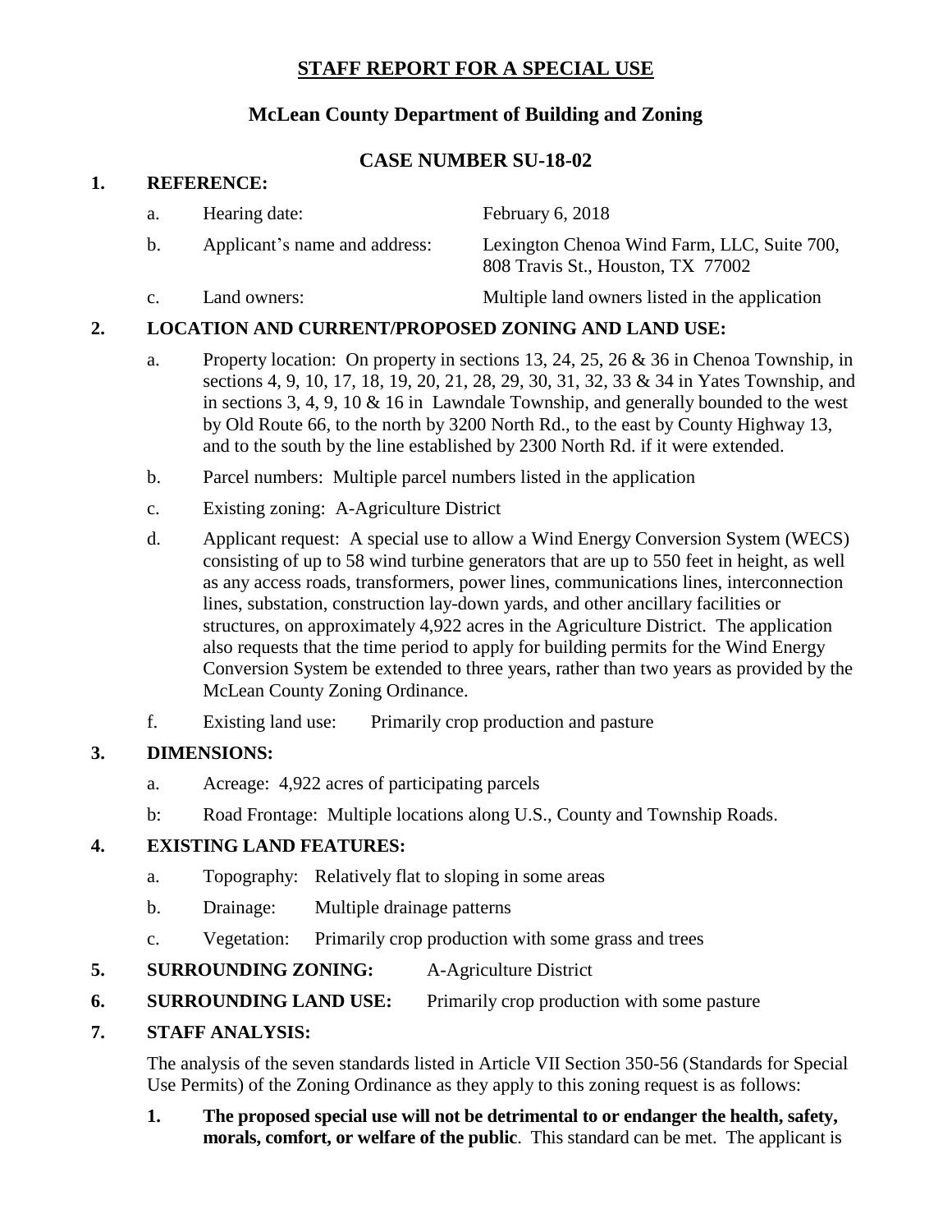# STAFF REPORT FOR A SPECIAL USE

## McLean County Department of Building and Zoning

## CASE NUMBER SU-18-02

**1. REFERENCE:**

a. Hearing date: February 6, 2018

b. Applicant's name and address: Lexington Chenoa Wind Farm, LLC, Suite 700, 808 Travis St., Houston, TX 77002

c. Land owners: Multiple land owners listed in the application

**2. LOCATION AND CURRENT/PROPOSED ZONING AND LAND USE:**

a. Property location: On property in sections 13, 24, 25, 26 & 36 in Chenoa Township, in sections 4, 9, 10, 17, 18, 19, 20, 21, 28, 29, 30, 31, 32, 33 & 34 in Yates Township, and in sections 3, 4, 9, 10 & 16 in Lawndale Township, and generally bounded to the west by Old Route 66, to the north by 3200 North Rd., to the east by County Highway 13, and to the south by the line established by 2300 North Rd. if it were extended.

b. Parcel numbers: Multiple parcel numbers listed in the application

c. Existing zoning: A-Agriculture District

d. Applicant request: A special use to allow a Wind Energy Conversion System (WECS) consisting of up to 58 wind turbine generators that are up to 550 feet in height, as well as any access roads, transformers, power lines, communications lines, interconnection lines, substation, construction lay-down yards, and other ancillary facilities or structures, on approximately 4,922 acres in the Agriculture District. The application also requests that the time period to apply for building permits for the Wind Energy Conversion System be extended to three years, rather than two years as provided by the McLean County Zoning Ordinance.

f. Existing land use: Primarily crop production and pasture

**3. DIMENSIONS:**

a. Acreage: 4,922 acres of participating parcels

b: Road Frontage: Multiple locations along U.S., County and Township Roads.

**4. EXISTING LAND FEATURES:**

a. Topography: Relatively flat to sloping in some areas

b. Drainage: Multiple drainage patterns

c. Vegetation: Primarily crop production with some grass and trees

**5. SURROUNDING ZONING:** A-Agriculture District

**6. SURROUNDING LAND USE:** Primarily crop production with some pasture

**7. STAFF ANALYSIS:**

The analysis of the seven standards listed in Article VII Section 350-56 (Standards for Special Use Permits) of the Zoning Ordinance as they apply to this zoning request is as follows:

**1. The proposed special use will not be detrimental to or endanger the health, safety, morals, comfort, or welfare of the public**. This standard can be met. The applicant is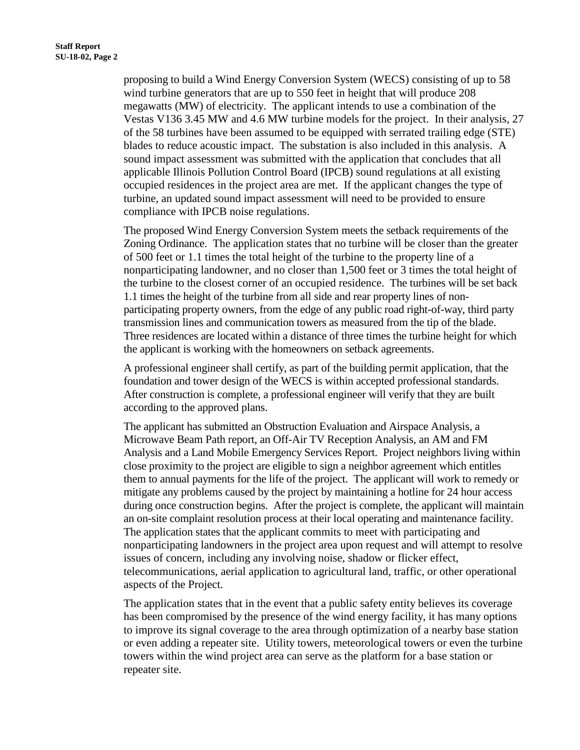proposing to build a Wind Energy Conversion System (WECS) consisting of up to 58 wind turbine generators that are up to 550 feet in height that will produce 208 megawatts (MW) of electricity. The applicant intends to use a combination of the Vestas V136 3.45 MW and 4.6 MW turbine models for the project. In their analysis, 27 of the 58 turbines have been assumed to be equipped with serrated trailing edge (STE) blades to reduce acoustic impact. The substation is also included in this analysis. A sound impact assessment was submitted with the application that concludes that all applicable Illinois Pollution Control Board (IPCB) sound regulations at all existing occupied residences in the project area are met. If the applicant changes the type of turbine, an updated sound impact assessment will need to be provided to ensure compliance with IPCB noise regulations.

The proposed Wind Energy Conversion System meets the setback requirements of the Zoning Ordinance. The application states that no turbine will be closer than the greater of 500 feet or 1.1 times the total height of the turbine to the property line of a nonparticipating landowner, and no closer than 1,500 feet or 3 times the total height of the turbine to the closest corner of an occupied residence. The turbines will be set back 1.1 times the height of the turbine from all side and rear property lines of non-participating property owners, from the edge of any public road right-of-way, third party transmission lines and communication towers as measured from the tip of the blade. Three residences are located within a distance of three times the turbine height for which the applicant is working with the homeowners on setback agreements.

A professional engineer shall certify, as part of the building permit application, that the foundation and tower design of the WECS is within accepted professional standards. After construction is complete, a professional engineer will verify that they are built according to the approved plans.

The applicant has submitted an Obstruction Evaluation and Airspace Analysis, a Microwave Beam Path report, an Off-Air TV Reception Analysis, an AM and FM Analysis and a Land Mobile Emergency Services Report. Project neighbors living within close proximity to the project are eligible to sign a neighbor agreement which entitles them to annual payments for the life of the project. The applicant will work to remedy or mitigate any problems caused by the project by maintaining a hotline for 24 hour access during once construction begins. After the project is complete, the applicant will maintain an on-site complaint resolution process at their local operating and maintenance facility. The application states that the applicant commits to meet with participating and nonparticipating landowners in the project area upon request and will attempt to resolve issues of concern, including any involving noise, shadow or flicker effect, telecommunications, aerial application to agricultural land, traffic, or other operational aspects of the Project.

The application states that in the event that a public safety entity believes its coverage has been compromised by the presence of the wind energy facility, it has many options to improve its signal coverage to the area through optimization of a nearby base station or even adding a repeater site. Utility towers, meteorological towers or even the turbine towers within the wind project area can serve as the platform for a base station or repeater site.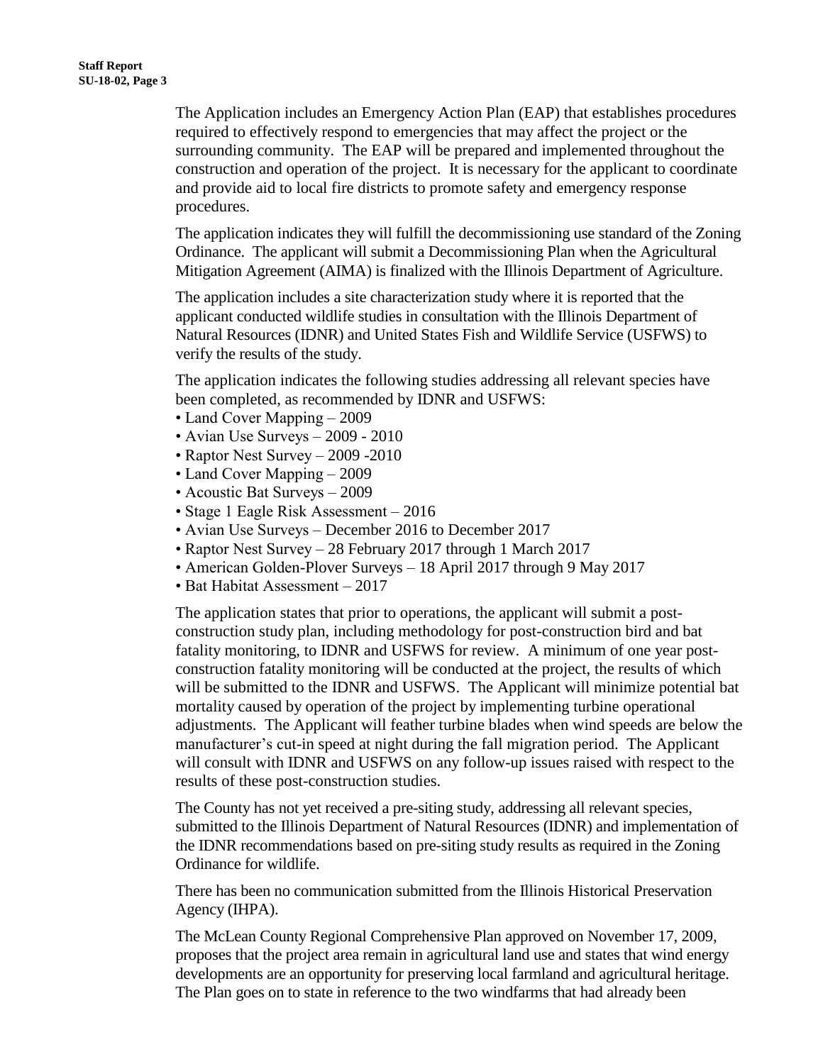The Application includes an Emergency Action Plan (EAP) that establishes procedures required to effectively respond to emergencies that may affect the project or the surrounding community. The EAP will be prepared and implemented throughout the construction and operation of the project. It is necessary for the applicant to coordinate and provide aid to local fire districts to promote safety and emergency response procedures.

The application indicates they will fulfill the decommissioning use standard of the Zoning Ordinance. The applicant will submit a Decommissioning Plan when the Agricultural Mitigation Agreement (AIMA) is finalized with the Illinois Department of Agriculture.

The application includes a site characterization study where it is reported that the applicant conducted wildlife studies in consultation with the Illinois Department of Natural Resources (IDNR) and United States Fish and Wildlife Service (USFWS) to verify the results of the study.

The application indicates the following studies addressing all relevant species have been completed, as recommended by IDNR and USFWS:

- Land Cover Mapping – 2009
- Avian Use Surveys – 2009 - 2010
- Raptor Nest Survey – 2009 -2010
- Land Cover Mapping – 2009
- Acoustic Bat Surveys – 2009
- Stage 1 Eagle Risk Assessment – 2016
- Avian Use Surveys – December 2016 to December 2017
- Raptor Nest Survey – 28 February 2017 through 1 March 2017
- American Golden-Plover Surveys – 18 April 2017 through 9 May 2017
- Bat Habitat Assessment – 2017

The application states that prior to operations, the applicant will submit a post-construction study plan, including methodology for post-construction bird and bat fatality monitoring, to IDNR and USFWS for review. A minimum of one year post-construction fatality monitoring will be conducted at the project, the results of which will be submitted to the IDNR and USFWS. The Applicant will minimize potential bat mortality caused by operation of the project by implementing turbine operational adjustments. The Applicant will feather turbine blades when wind speeds are below the manufacturer's cut-in speed at night during the fall migration period. The Applicant will consult with IDNR and USFWS on any follow-up issues raised with respect to the results of these post-construction studies.

The County has not yet received a pre-siting study, addressing all relevant species, submitted to the Illinois Department of Natural Resources (IDNR) and implementation of the IDNR recommendations based on pre-siting study results as required in the Zoning Ordinance for wildlife.

There has been no communication submitted from the Illinois Historical Preservation Agency (IHPA).

The McLean County Regional Comprehensive Plan approved on November 17, 2009, proposes that the project area remain in agricultural land use and states that wind energy developments are an opportunity for preserving local farmland and agricultural heritage. The Plan goes on to state in reference to the two windfarms that had already been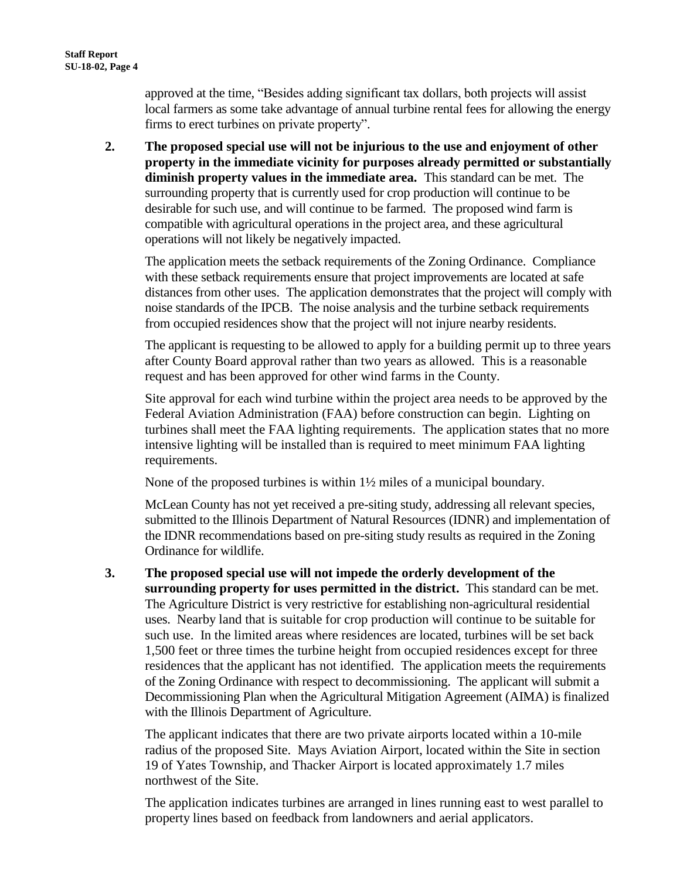approved at the time, "Besides adding significant tax dollars, both projects will assist local farmers as some take advantage of annual turbine rental fees for allowing the energy firms to erect turbines on private property".

2. **The proposed special use will not be injurious to the use and enjoyment of other property in the immediate vicinity for purposes already permitted or substantially diminish property values in the immediate area.** This standard can be met. The surrounding property that is currently used for crop production will continue to be desirable for such use, and will continue to be farmed. The proposed wind farm is compatible with agricultural operations in the project area, and these agricultural operations will not likely be negatively impacted.

   The application meets the setback requirements of the Zoning Ordinance. Compliance with these setback requirements ensure that project improvements are located at safe distances from other uses. The application demonstrates that the project will comply with noise standards of the IPCB. The noise analysis and the turbine setback requirements from occupied residences show that the project will not injure nearby residents.

   The applicant is requesting to be allowed to apply for a building permit up to three years after County Board approval rather than two years as allowed. This is a reasonable request and has been approved for other wind farms in the County.

   Site approval for each wind turbine within the project area needs to be approved by the Federal Aviation Administration (FAA) before construction can begin. Lighting on turbines shall meet the FAA lighting requirements. The application states that no more intensive lighting will be installed than is required to meet minimum FAA lighting requirements.

   None of the proposed turbines is within 1½ miles of a municipal boundary.

   McLean County has not yet received a pre-siting study, addressing all relevant species, submitted to the Illinois Department of Natural Resources (IDNR) and implementation of the IDNR recommendations based on pre-siting study results as required in the Zoning Ordinance for wildlife.

3. **The proposed special use will not impede the orderly development of the surrounding property for uses permitted in the district.** This standard can be met. The Agriculture District is very restrictive for establishing non-agricultural residential uses. Nearby land that is suitable for crop production will continue to be suitable for such use. In the limited areas where residences are located, turbines will be set back 1,500 feet or three times the turbine height from occupied residences except for three residences that the applicant has not identified. The application meets the requirements of the Zoning Ordinance with respect to decommissioning. The applicant will submit a Decommissioning Plan when the Agricultural Mitigation Agreement (AIMA) is finalized with the Illinois Department of Agriculture.

   The applicant indicates that there are two private airports located within a 10-mile radius of the proposed Site. Mays Aviation Airport, located within the Site in section 19 of Yates Township, and Thacker Airport is located approximately 1.7 miles northwest of the Site.

   The application indicates turbines are arranged in lines running east to west parallel to property lines based on feedback from landowners and aerial applicators.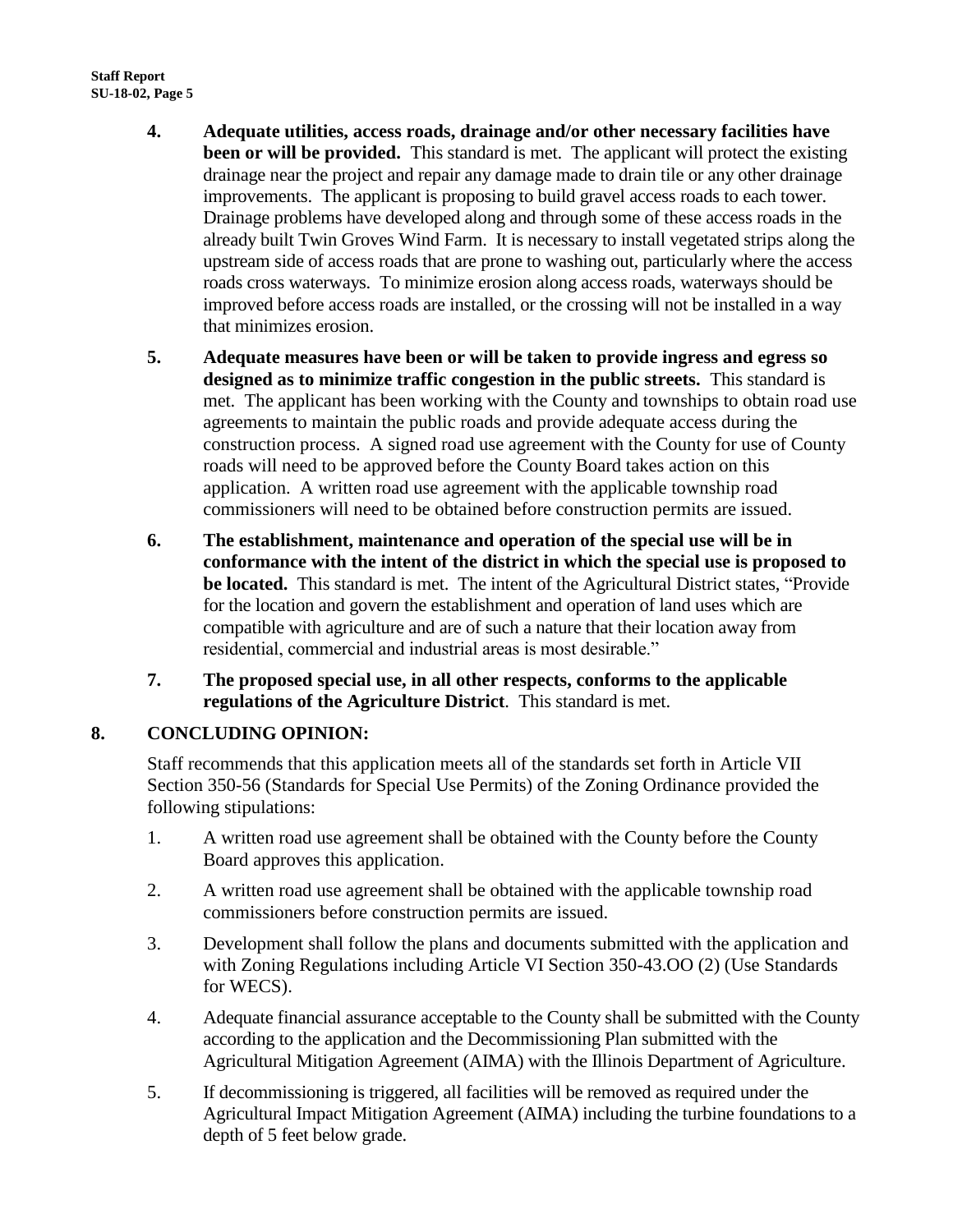4. **Adequate utilities, access roads, drainage and/or other necessary facilities have been or will be provided.** This standard is met. The applicant will protect the existing drainage near the project and repair any damage made to drain tile or any other drainage improvements. The applicant is proposing to build gravel access roads to each tower. Drainage problems have developed along and through some of these access roads in the already built Twin Groves Wind Farm. It is necessary to install vegetated strips along the upstream side of access roads that are prone to washing out, particularly where the access roads cross waterways. To minimize erosion along access roads, waterways should be improved before access roads are installed, or the crossing will not be installed in a way that minimizes erosion.

5. **Adequate measures have been or will be taken to provide ingress and egress so designed as to minimize traffic congestion in the public streets.** This standard is met. The applicant has been working with the County and townships to obtain road use agreements to maintain the public roads and provide adequate access during the construction process. A signed road use agreement with the County for use of County roads will need to be approved before the County Board takes action on this application. A written road use agreement with the applicable township road commissioners will need to be obtained before construction permits are issued.

6. **The establishment, maintenance and operation of the special use will be in conformance with the intent of the district in which the special use is proposed to be located.** This standard is met. The intent of the Agricultural District states, "Provide for the location and govern the establishment and operation of land uses which are compatible with agriculture and are of such a nature that their location away from residential, commercial and industrial areas is most desirable."

7. **The proposed special use, in all other respects, conforms to the applicable regulations of the Agriculture District**. This standard is met.

## 8. CONCLUDING OPINION:

Staff recommends that this application meets all of the standards set forth in Article VII Section 350-56 (Standards for Special Use Permits) of the Zoning Ordinance provided the following stipulations:

1. A written road use agreement shall be obtained with the County before the County Board approves this application.
2. A written road use agreement shall be obtained with the applicable township road commissioners before construction permits are issued.
3. Development shall follow the plans and documents submitted with the application and with Zoning Regulations including Article VI Section 350-43.OO (2) (Use Standards for WECS).
4. Adequate financial assurance acceptable to the County shall be submitted with the County according to the application and the Decommissioning Plan submitted with the Agricultural Mitigation Agreement (AIMA) with the Illinois Department of Agriculture.
5. If decommissioning is triggered, all facilities will be removed as required under the Agricultural Impact Mitigation Agreement (AIMA) including the turbine foundations to a depth of 5 feet below grade.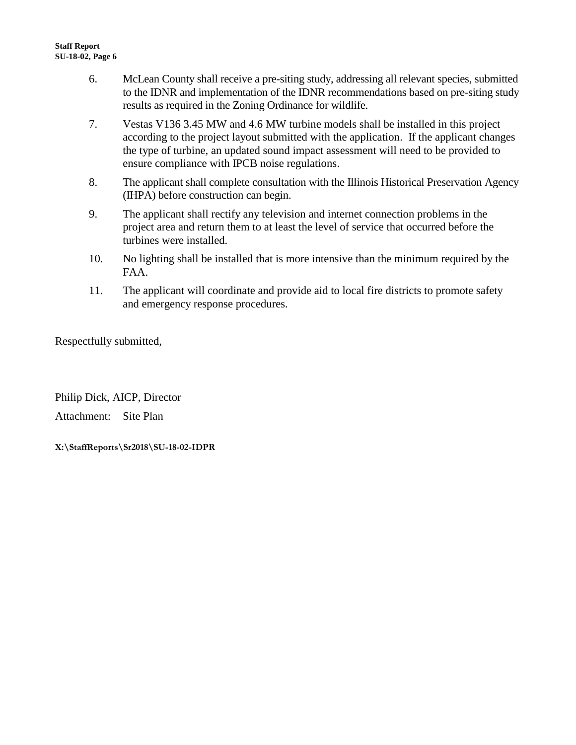6. McLean County shall receive a pre-siting study, addressing all relevant species, submitted to the IDNR and implementation of the IDNR recommendations based on pre-siting study results as required in the Zoning Ordinance for wildlife.
7. Vestas V136 3.45 MW and 4.6 MW turbine models shall be installed in this project according to the project layout submitted with the application. If the applicant changes the type of turbine, an updated sound impact assessment will need to be provided to ensure compliance with IPCB noise regulations.
8. The applicant shall complete consultation with the Illinois Historical Preservation Agency (IHPA) before construction can begin.
9. The applicant shall rectify any television and internet connection problems in the project area and return them to at least the level of service that occurred before the turbines were installed.
10. No lighting shall be installed that is more intensive than the minimum required by the FAA.
11. The applicant will coordinate and provide aid to local fire districts to promote safety and emergency response procedures.

Respectfully submitted,

Philip Dick, AICP, Director

Attachment: Site Plan

**X:\StaffReports\Sr2018\SU-18-02-IDPR**